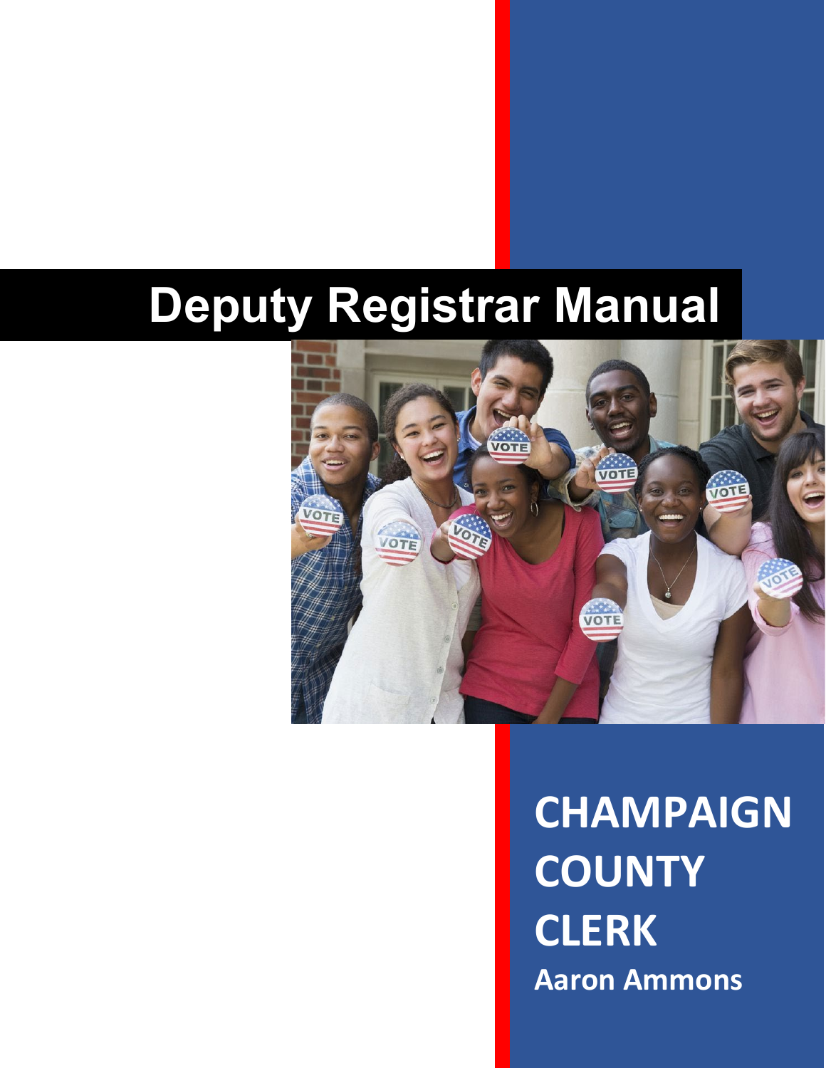# Deputy Registrar Manual

**CHAMPAIGN COUNTY CLERK**

**Aaron Ammons**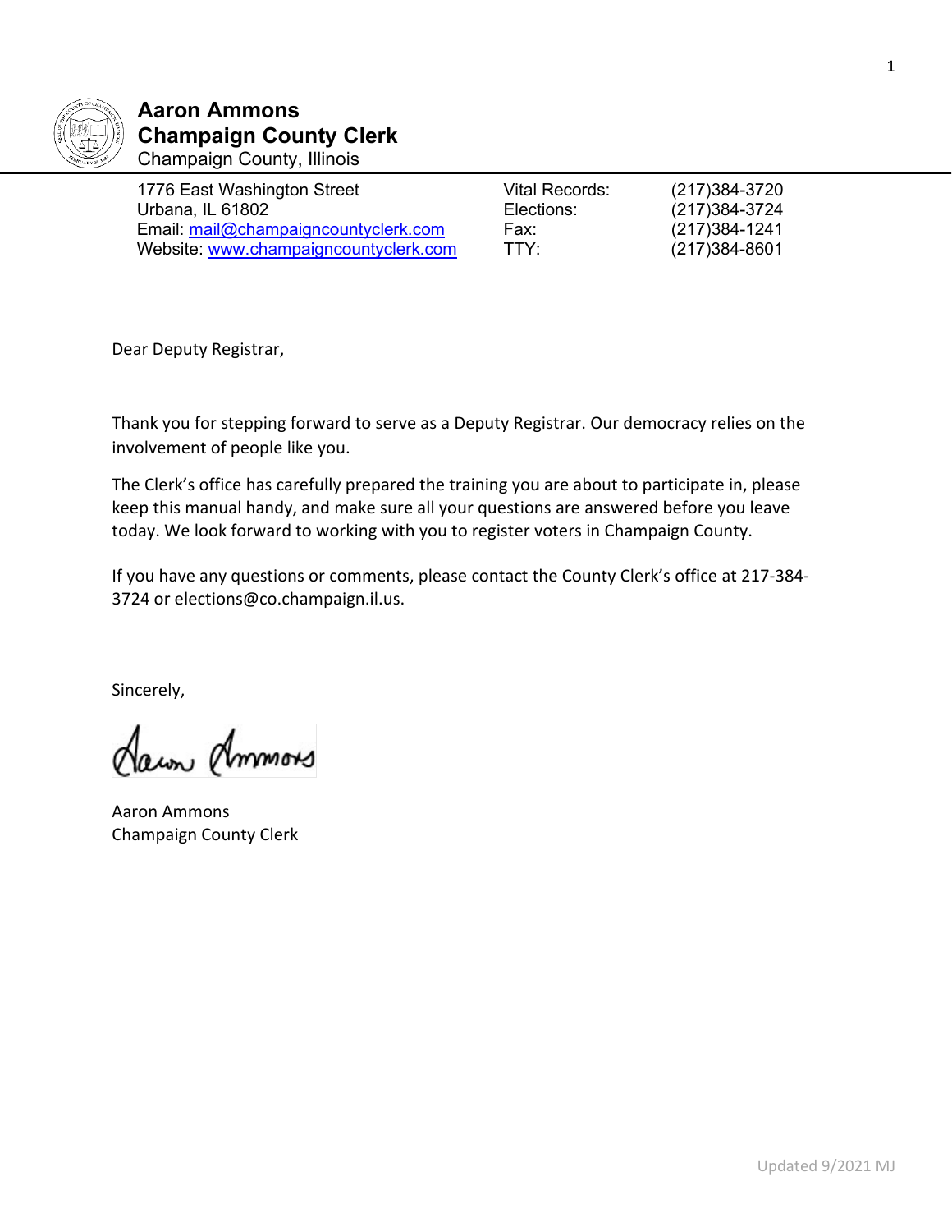**Aaron Ammons**
**Champaign County Clerk**
Champaign County, Illinois

| | | |
|---|---|---|
| 1776 East Washington Street | Vital Records: | (217)384-3720 |
| Urbana, IL 61802 | Elections: | (217)384-3724 |
| Email: mail@champaigncountyclerk.com | Fax: | (217)384-1241 |
| Website: www.champaigncountyclerk.com | TTY: | (217)384-8601 |

Dear Deputy Registrar,

Thank you for stepping forward to serve as a Deputy Registrar. Our democracy relies on the involvement of people like you.

The Clerk's office has carefully prepared the training you are about to participate in, please keep this manual handy, and make sure all your questions are answered before you leave today. We look forward to working with you to register voters in Champaign County.

If you have any questions or comments, please contact the County Clerk's office at 217-384-3724 or elections@co.champaign.il.us.

Sincerely,

Aaron Ammons
Champaign County Clerk

Updated 9/2021 MJ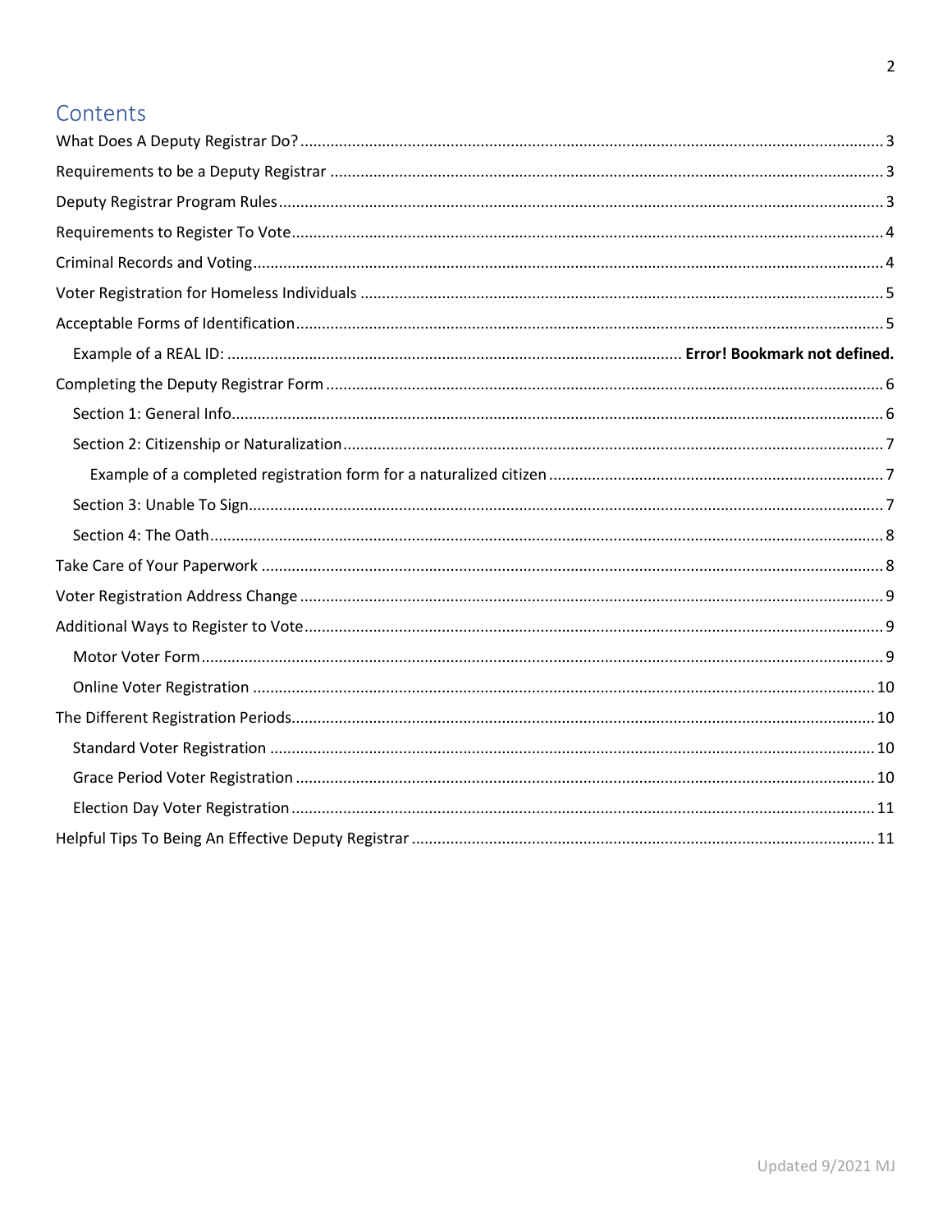# Contents

What Does A Deputy Registrar Do? .......... 3

Requirements to be a Deputy Registrar .......... 3

Deputy Registrar Program Rules .......... 3

Requirements to Register To Vote .......... 4

Criminal Records and Voting .......... 4

Voter Registration for Homeless Individuals .......... 5

Acceptable Forms of Identification .......... 5

- Example of a REAL ID: .......... **Error! Bookmark not defined.**

Completing the Deputy Registrar Form .......... 6

- Section 1: General Info .......... 6
- Section 2: Citizenship or Naturalization .......... 7
  - Example of a completed registration form for a naturalized citizen .......... 7
- Section 3: Unable To Sign .......... 7
- Section 4: The Oath .......... 8

Take Care of Your Paperwork .......... 8

Voter Registration Address Change .......... 9

Additional Ways to Register to Vote .......... 9

- Motor Voter Form .......... 9
- Online Voter Registration .......... 10

The Different Registration Periods .......... 10

- Standard Voter Registration .......... 10
- Grace Period Voter Registration .......... 10
- Election Day Voter Registration .......... 11

Helpful Tips To Being An Effective Deputy Registrar .......... 11

Updated 9/2021 MJ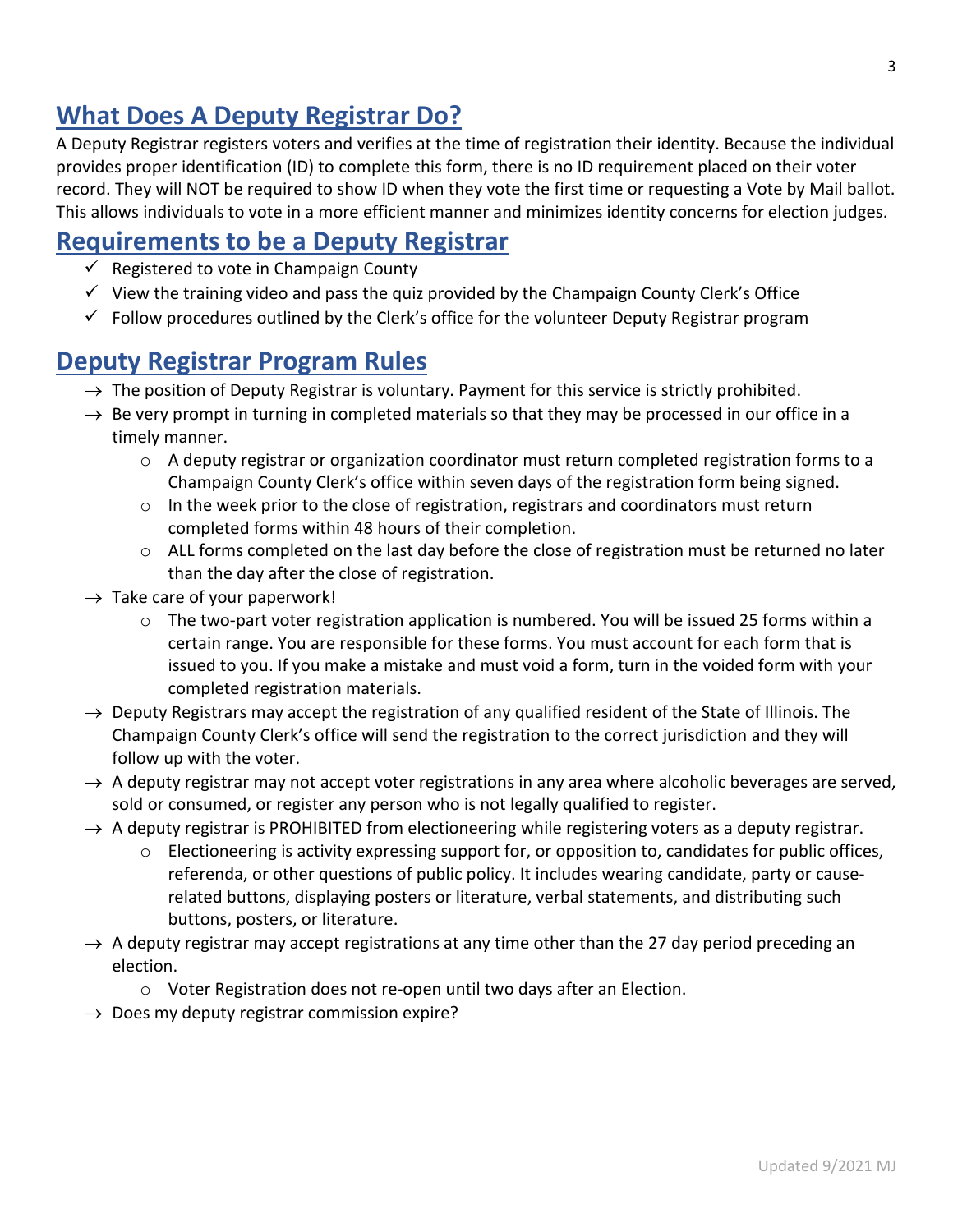## What Does A Deputy Registrar Do?

A Deputy Registrar registers voters and verifies at the time of registration their identity. Because the individual provides proper identification (ID) to complete this form, there is no ID requirement placed on their voter record. They will NOT be required to show ID when they vote the first time or requesting a Vote by Mail ballot. This allows individuals to vote in a more efficient manner and minimizes identity concerns for election judges.

## Requirements to be a Deputy Registrar

- ✓ Registered to vote in Champaign County
- ✓ View the training video and pass the quiz provided by the Champaign County Clerk's Office
- ✓ Follow procedures outlined by the Clerk's office for the volunteer Deputy Registrar program

## Deputy Registrar Program Rules

- → The position of Deputy Registrar is voluntary. Payment for this service is strictly prohibited.
- → Be very prompt in turning in completed materials so that they may be processed in our office in a timely manner.
  - A deputy registrar or organization coordinator must return completed registration forms to a Champaign County Clerk's office within seven days of the registration form being signed.
  - In the week prior to the close of registration, registrars and coordinators must return completed forms within 48 hours of their completion.
  - ALL forms completed on the last day before the close of registration must be returned no later than the day after the close of registration.
- → Take care of your paperwork!
  - The two-part voter registration application is numbered. You will be issued 25 forms within a certain range. You are responsible for these forms. You must account for each form that is issued to you. If you make a mistake and must void a form, turn in the voided form with your completed registration materials.
- → Deputy Registrars may accept the registration of any qualified resident of the State of Illinois. The Champaign County Clerk's office will send the registration to the correct jurisdiction and they will follow up with the voter.
- → A deputy registrar may not accept voter registrations in any area where alcoholic beverages are served, sold or consumed, or register any person who is not legally qualified to register.
- → A deputy registrar is PROHIBITED from electioneering while registering voters as a deputy registrar.
  - Electioneering is activity expressing support for, or opposition to, candidates for public offices, referenda, or other questions of public policy. It includes wearing candidate, party or cause-related buttons, displaying posters or literature, verbal statements, and distributing such buttons, posters, or literature.
- → A deputy registrar may accept registrations at any time other than the 27 day period preceding an election.
  - Voter Registration does not re-open until two days after an Election.
- → Does my deputy registrar commission expire?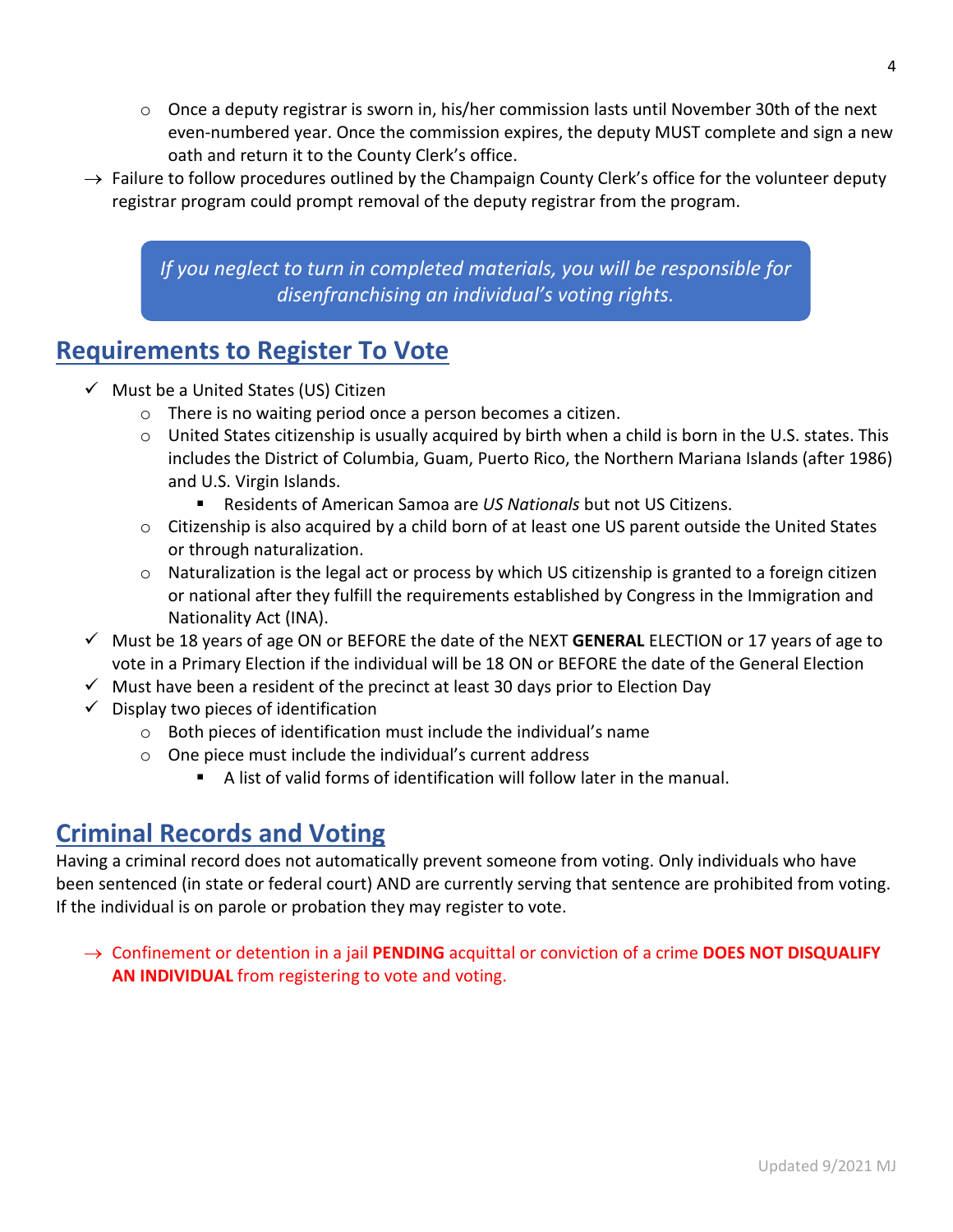- Once a deputy registrar is sworn in, his/her commission lasts until November 30th of the next even-numbered year. Once the commission expires, the deputy MUST complete and sign a new oath and return it to the County Clerk's office.

→ Failure to follow procedures outlined by the Champaign County Clerk's office for the volunteer deputy registrar program could prompt removal of the deputy registrar from the program.

> *If you neglect to turn in completed materials, you will be responsible for disenfranchising an individual's voting rights.*

## Requirements to Register To Vote

- ✓ Must be a United States (US) Citizen
  - There is no waiting period once a person becomes a citizen.
  - United States citizenship is usually acquired by birth when a child is born in the U.S. states. This includes the District of Columbia, Guam, Puerto Rico, the Northern Mariana Islands (after 1986) and U.S. Virgin Islands.
    - Residents of American Samoa are *US Nationals* but not US Citizens.
  - Citizenship is also acquired by a child born of at least one US parent outside the United States or through naturalization.
  - Naturalization is the legal act or process by which US citizenship is granted to a foreign citizen or national after they fulfill the requirements established by Congress in the Immigration and Nationality Act (INA).
- ✓ Must be 18 years of age ON or BEFORE the date of the NEXT **GENERAL** ELECTION or 17 years of age to vote in a Primary Election if the individual will be 18 ON or BEFORE the date of the General Election
- ✓ Must have been a resident of the precinct at least 30 days prior to Election Day
- ✓ Display two pieces of identification
  - Both pieces of identification must include the individual's name
  - One piece must include the individual's current address
    - A list of valid forms of identification will follow later in the manual.

## Criminal Records and Voting

Having a criminal record does not automatically prevent someone from voting. Only individuals who have been sentenced (in state or federal court) AND are currently serving that sentence are prohibited from voting. If the individual is on parole or probation they may register to vote.

→ Confinement or detention in a jail **PENDING** acquittal or conviction of a crime **DOES NOT DISQUALIFY AN INDIVIDUAL** from registering to vote and voting.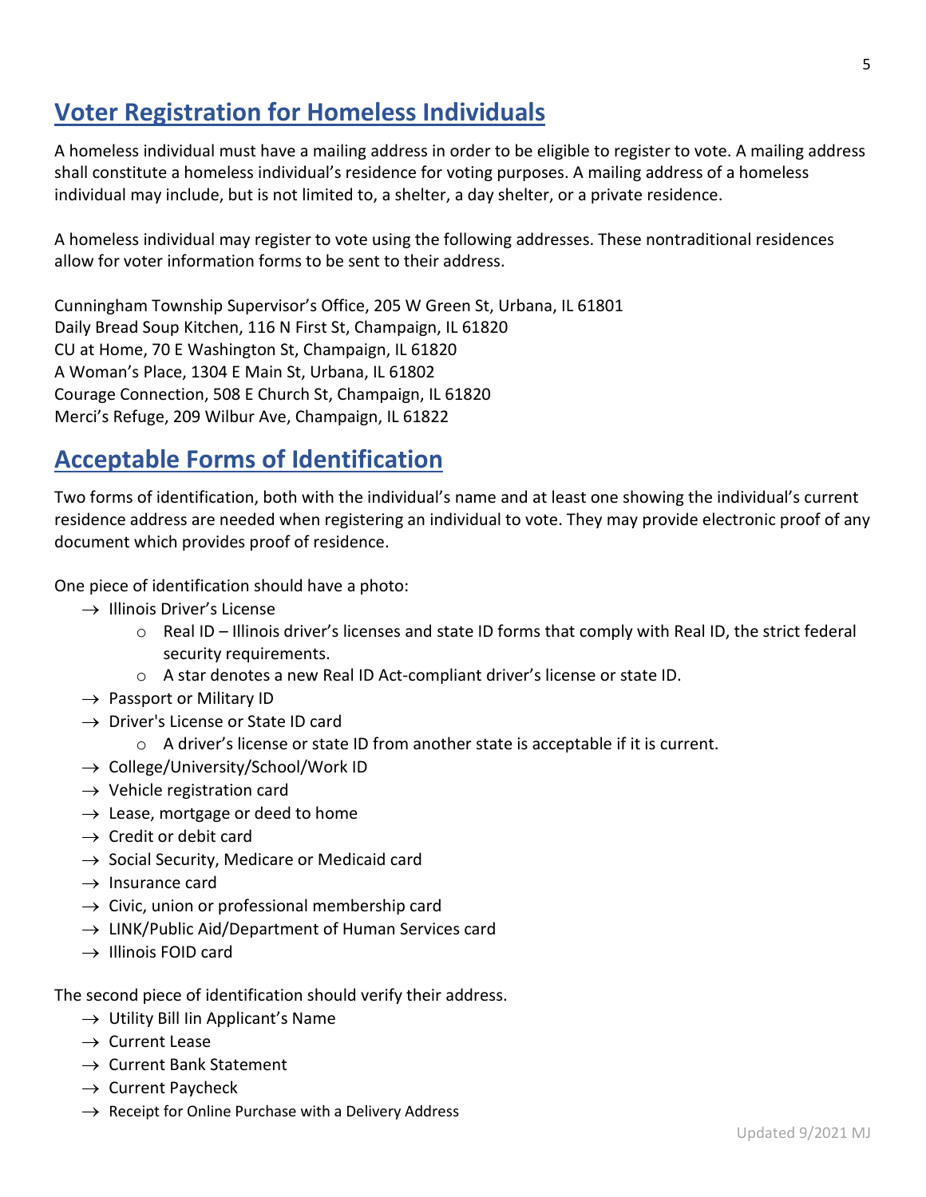## Voter Registration for Homeless Individuals

A homeless individual must have a mailing address in order to be eligible to register to vote. A mailing address shall constitute a homeless individual's residence for voting purposes. A mailing address of a homeless individual may include, but is not limited to, a shelter, a day shelter, or a private residence.

A homeless individual may register to vote using the following addresses. These nontraditional residences allow for voter information forms to be sent to their address.

Cunningham Township Supervisor's Office, 205 W Green St, Urbana, IL 61801
Daily Bread Soup Kitchen, 116 N First St, Champaign, IL 61820
CU at Home, 70 E Washington St, Champaign, IL 61820
A Woman's Place, 1304 E Main St, Urbana, IL 61802
Courage Connection, 508 E Church St, Champaign, IL 61820
Merci's Refuge, 209 Wilbur Ave, Champaign, IL 61822

## Acceptable Forms of Identification

Two forms of identification, both with the individual's name and at least one showing the individual's current residence address are needed when registering an individual to vote. They may provide electronic proof of any document which provides proof of residence.

One piece of identification should have a photo:

- Illinois Driver's License
  - Real ID – Illinois driver's licenses and state ID forms that comply with Real ID, the strict federal security requirements.
  - A star denotes a new Real ID Act-compliant driver's license or state ID.
- Passport or Military ID
- Driver's License or State ID card
  - A driver's license or state ID from another state is acceptable if it is current.
- College/University/School/Work ID
- Vehicle registration card
- Lease, mortgage or deed to home
- Credit or debit card
- Social Security, Medicare or Medicaid card
- Insurance card
- Civic, union or professional membership card
- LINK/Public Aid/Department of Human Services card
- Illinois FOID card

The second piece of identification should verify their address.

- Utility Bill Iin Applicant's Name
- Current Lease
- Current Bank Statement
- Current Paycheck
- Receipt for Online Purchase with a Delivery Address

Updated 9/2021 MJ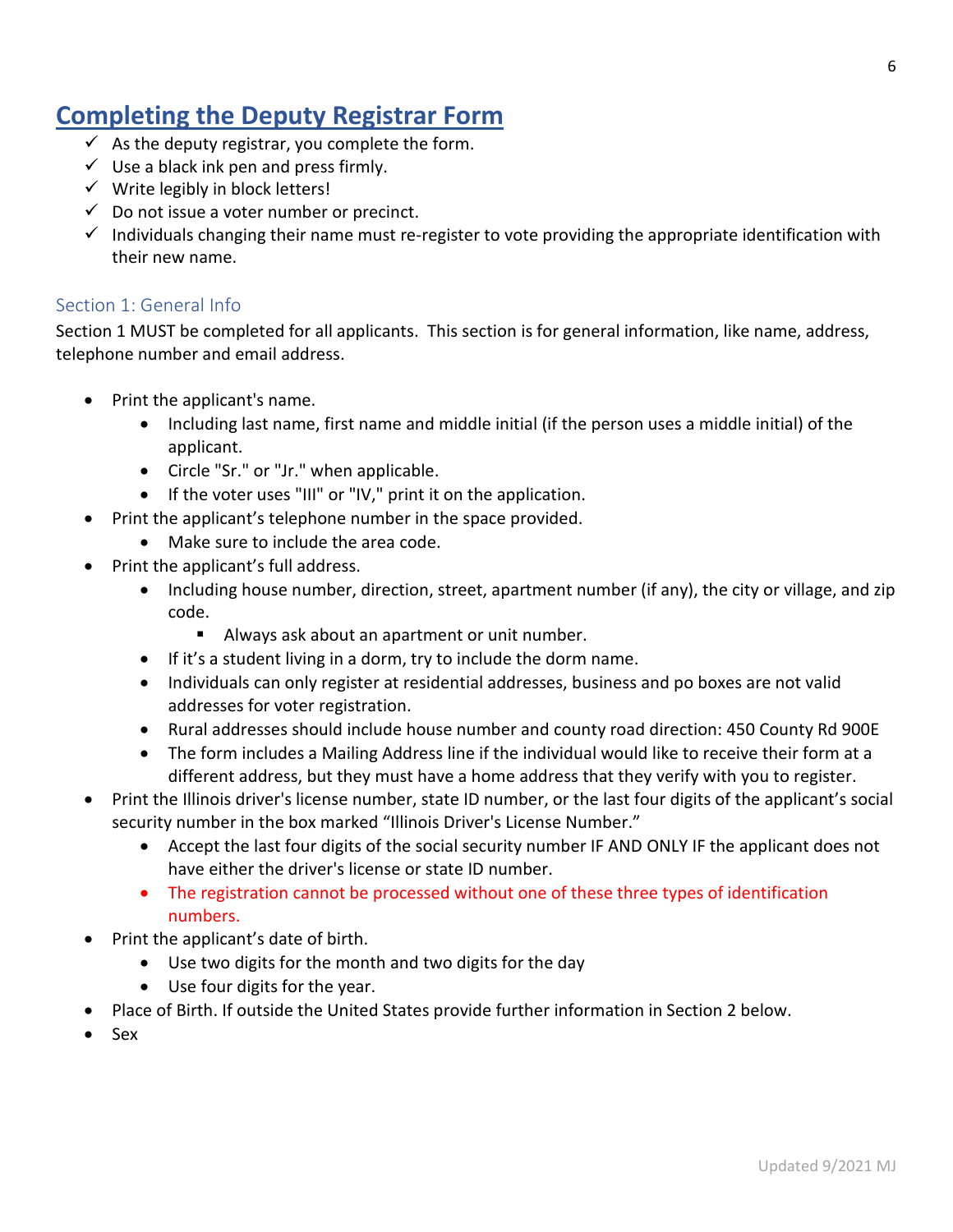# Completing the Deputy Registrar Form

- ✓ As the deputy registrar, you complete the form.
- ✓ Use a black ink pen and press firmly.
- ✓ Write legibly in block letters!
- ✓ Do not issue a voter number or precinct.
- ✓ Individuals changing their name must re-register to vote providing the appropriate identification with their new name.

## Section 1: General Info

Section 1 MUST be completed for all applicants. This section is for general information, like name, address, telephone number and email address.

- Print the applicant's name.
  - Including last name, first name and middle initial (if the person uses a middle initial) of the applicant.
  - Circle "Sr." or "Jr." when applicable.
  - If the voter uses "III" or "IV," print it on the application.
- Print the applicant's telephone number in the space provided.
  - Make sure to include the area code.
- Print the applicant's full address.
  - Including house number, direction, street, apartment number (if any), the city or village, and zip code.
    - Always ask about an apartment or unit number.
  - If it's a student living in a dorm, try to include the dorm name.
  - Individuals can only register at residential addresses, business and po boxes are not valid addresses for voter registration.
  - Rural addresses should include house number and county road direction: 450 County Rd 900E
  - The form includes a Mailing Address line if the individual would like to receive their form at a different address, but they must have a home address that they verify with you to register.
- Print the Illinois driver's license number, state ID number, or the last four digits of the applicant's social security number in the box marked "Illinois Driver's License Number."
  - Accept the last four digits of the social security number IF AND ONLY IF the applicant does not have either the driver's license or state ID number.
  - The registration cannot be processed without one of these three types of identification numbers.
- Print the applicant's date of birth.
  - Use two digits for the month and two digits for the day
  - Use four digits for the year.
- Place of Birth. If outside the United States provide further information in Section 2 below.
- Sex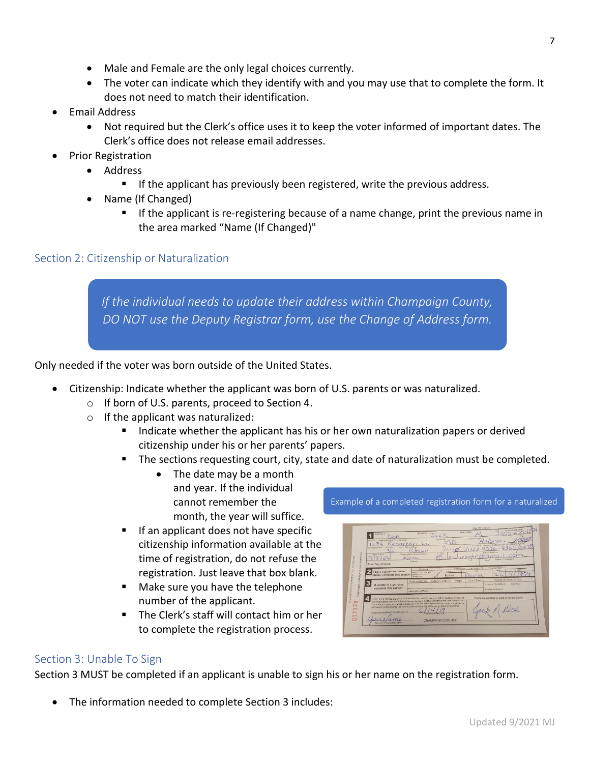- Male and Female are the only legal choices currently.
- The voter can indicate which they identify with and you may use that to complete the form. It does not need to match their identification.

- Email Address
  - Not required but the Clerk's office uses it to keep the voter informed of important dates. The Clerk's office does not release email addresses.
- Prior Registration
  - Address
    - If the applicant has previously been registered, write the previous address.
  - Name (If Changed)
    - If the applicant is re-registering because of a name change, print the previous name in the area marked "Name (If Changed)"

## Section 2: Citizenship or Naturalization

> *If the individual needs to update their address within Champaign County, DO NOT use the Deputy Registrar form, use the Change of Address form.*

Only needed if the voter was born outside of the United States.

- Citizenship: Indicate whether the applicant was born of U.S. parents or was naturalized.
  - If born of U.S. parents, proceed to Section 4.
  - If the applicant was naturalized:
    - Indicate whether the applicant has his or her own naturalization papers or derived citizenship under his or her parents' papers.
    - The sections requesting court, city, state and date of naturalization must be completed.
      - The date may be a month and year. If the individual cannot remember the month, the year will suffice.
    - If an applicant does not have specific citizenship information available at the time of registration, do not refuse the registration. Just leave that box blank.
    - Make sure you have the telephone number of the applicant.
    - The Clerk's staff will contact him or her to complete the registration process.

Example of a completed registration form for a naturalized

## Section 3: Unable To Sign

Section 3 MUST be completed if an applicant is unable to sign his or her name on the registration form.

- The information needed to complete Section 3 includes: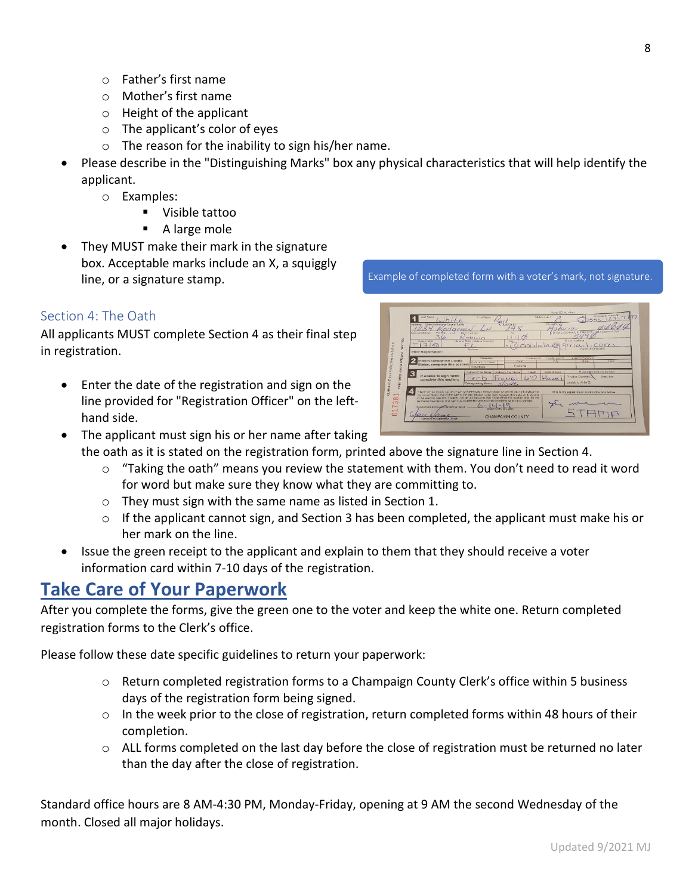- Father's first name
  - Mother's first name
  - Height of the applicant
  - The applicant's color of eyes
  - The reason for the inability to sign his/her name.
- Please describe in the "Distinguishing Marks" box any physical characteristics that will help identify the applicant.
  - Examples:
    - Visible tattoo
    - A large mole
- They MUST make their mark in the signature box. Acceptable marks include an X, a squiggly line, or a signature stamp.

Example of completed form with a voter's mark, not signature.

### Section 4: The Oath

All applicants MUST complete Section 4 as their final step in registration.

- Enter the date of the registration and sign on the line provided for "Registration Officer" on the left-hand side.
- The applicant must sign his or her name after taking the oath as it is stated on the registration form, printed above the signature line in Section 4.
  - "Taking the oath" means you review the statement with them. You don't need to read it word for word but make sure they know what they are committing to.
  - They must sign with the same name as listed in Section 1.
  - If the applicant cannot sign, and Section 3 has been completed, the applicant must make his or her mark on the line.
- Issue the green receipt to the applicant and explain to them that they should receive a voter information card within 7-10 days of the registration.

## Take Care of Your Paperwork

After you complete the forms, give the green one to the voter and keep the white one. Return completed registration forms to the Clerk's office.

Please follow these date specific guidelines to return your paperwork:

- Return completed registration forms to a Champaign County Clerk's office within 5 business days of the registration form being signed.
- In the week prior to the close of registration, return completed forms within 48 hours of their completion.
- ALL forms completed on the last day before the close of registration must be returned no later than the day after the close of registration.

Standard office hours are 8 AM-4:30 PM, Monday-Friday, opening at 9 AM the second Wednesday of the month. Closed all major holidays.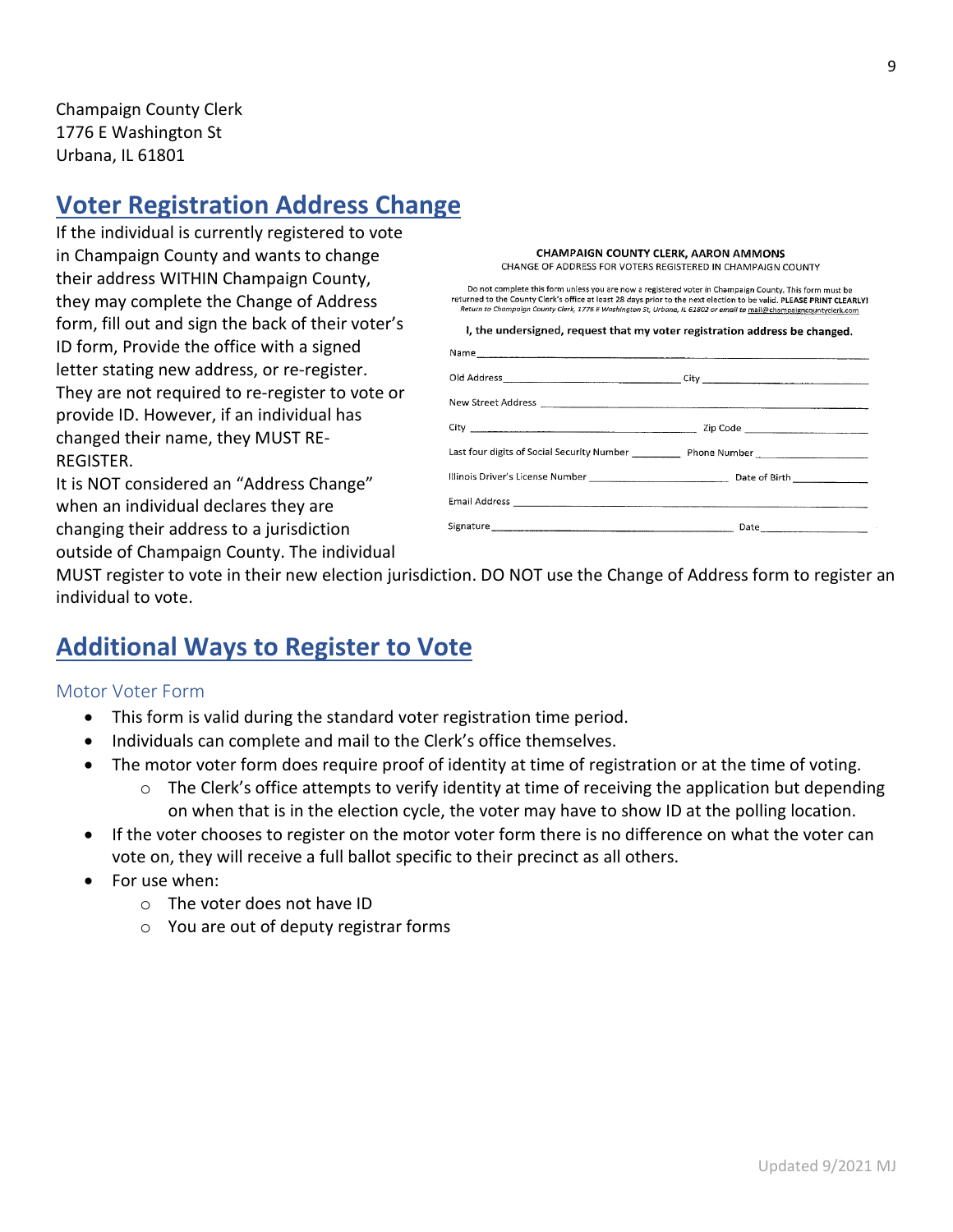Champaign County Clerk
1776 E Washington St
Urbana, IL 61801

## Voter Registration Address Change

If the individual is currently registered to vote in Champaign County and wants to change their address WITHIN Champaign County, they may complete the Change of Address form, fill out and sign the back of their voter's ID form, Provide the office with a signed letter stating new address, or re-register. They are not required to re-register to vote or provide ID. However, if an individual has changed their name, they MUST RE-REGISTER.

It is NOT considered an "Address Change" when an individual declares they are changing their address to a jurisdiction outside of Champaign County. The individual MUST register to vote in their new election jurisdiction. DO NOT use the Change of Address form to register an individual to vote.

**CHAMPAIGN COUNTY CLERK, AARON AMMONS**
CHANGE OF ADDRESS FOR VOTERS REGISTERED IN CHAMPAIGN COUNTY

Do not complete this form unless you are now a registered voter in Champaign County. This form must be returned to the County Clerk's office at least 28 days prior to the next election to be valid. **PLEASE PRINT CLEARLY!**
*Return to Champaign County Clerk, 1776 E Washington St, Urbana, IL 61802 or email to mail@champaigncountyclerk.com*

**I, the undersigned, request that my voter registration address be changed.**

Name ______________________________

Old Address ______________________ City ______________

New Street Address ______________________________

City ______________________ Zip Code ______________

Last four digits of Social Security Number ________ Phone Number ______________

Illinois Driver's License Number ______________ Date of Birth ______________

Email Address ______________________________

Signature ______________________ Date ______________

## Additional Ways to Register to Vote

### Motor Voter Form

- This form is valid during the standard voter registration time period.
- Individuals can complete and mail to the Clerk's office themselves.
- The motor voter form does require proof of identity at time of registration or at the time of voting.
  - The Clerk's office attempts to verify identity at time of receiving the application but depending on when that is in the election cycle, the voter may have to show ID at the polling location.
- If the voter chooses to register on the motor voter form there is no difference on what the voter can vote on, they will receive a full ballot specific to their precinct as all others.
- For use when:
  - The voter does not have ID
  - You are out of deputy registrar forms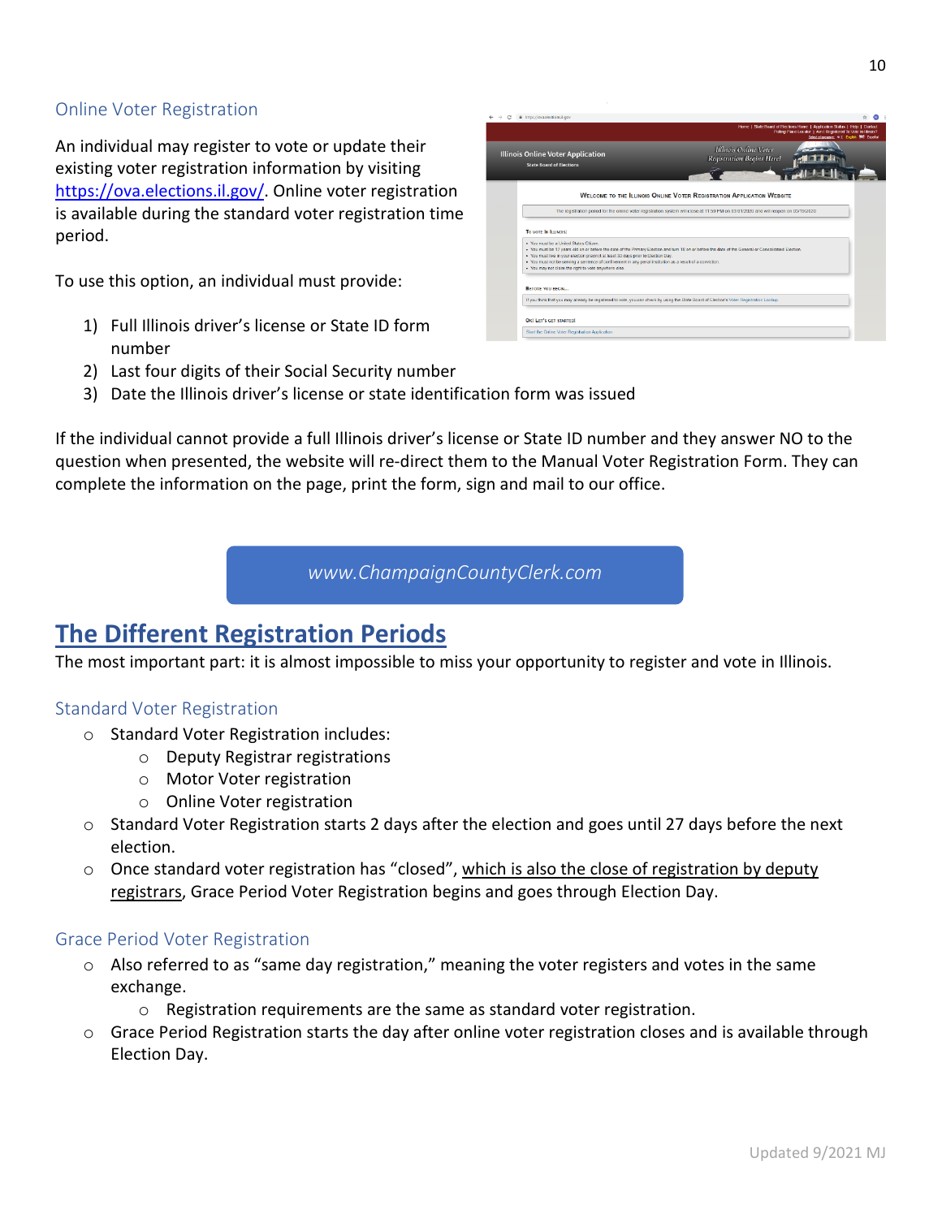### Online Voter Registration

An individual may register to vote or update their existing voter registration information by visiting [https://ova.elections.il.gov/](https://ova.elections.il.gov/). Online voter registration is available during the standard voter registration time period.

To use this option, an individual must provide:

1) Full Illinois driver's license or State ID form number
2) Last four digits of their Social Security number
3) Date the Illinois driver's license or state identification form was issued

If the individual cannot provide a full Illinois driver's license or State ID number and they answer NO to the question when presented, the website will re-direct them to the Manual Voter Registration Form. They can complete the information on the page, print the form, sign and mail to our office.

*www.ChampaignCountyClerk.com*

## The Different Registration Periods

The most important part: it is almost impossible to miss your opportunity to register and vote in Illinois.

### Standard Voter Registration

- Standard Voter Registration includes:
  - Deputy Registrar registrations
  - Motor Voter registration
  - Online Voter registration
- Standard Voter Registration starts 2 days after the election and goes until 27 days before the next election.
- Once standard voter registration has "closed", which is also the close of registration by deputy registrars, Grace Period Voter Registration begins and goes through Election Day.

### Grace Period Voter Registration

- Also referred to as "same day registration," meaning the voter registers and votes in the same exchange.
  - Registration requirements are the same as standard voter registration.
- Grace Period Registration starts the day after online voter registration closes and is available through Election Day.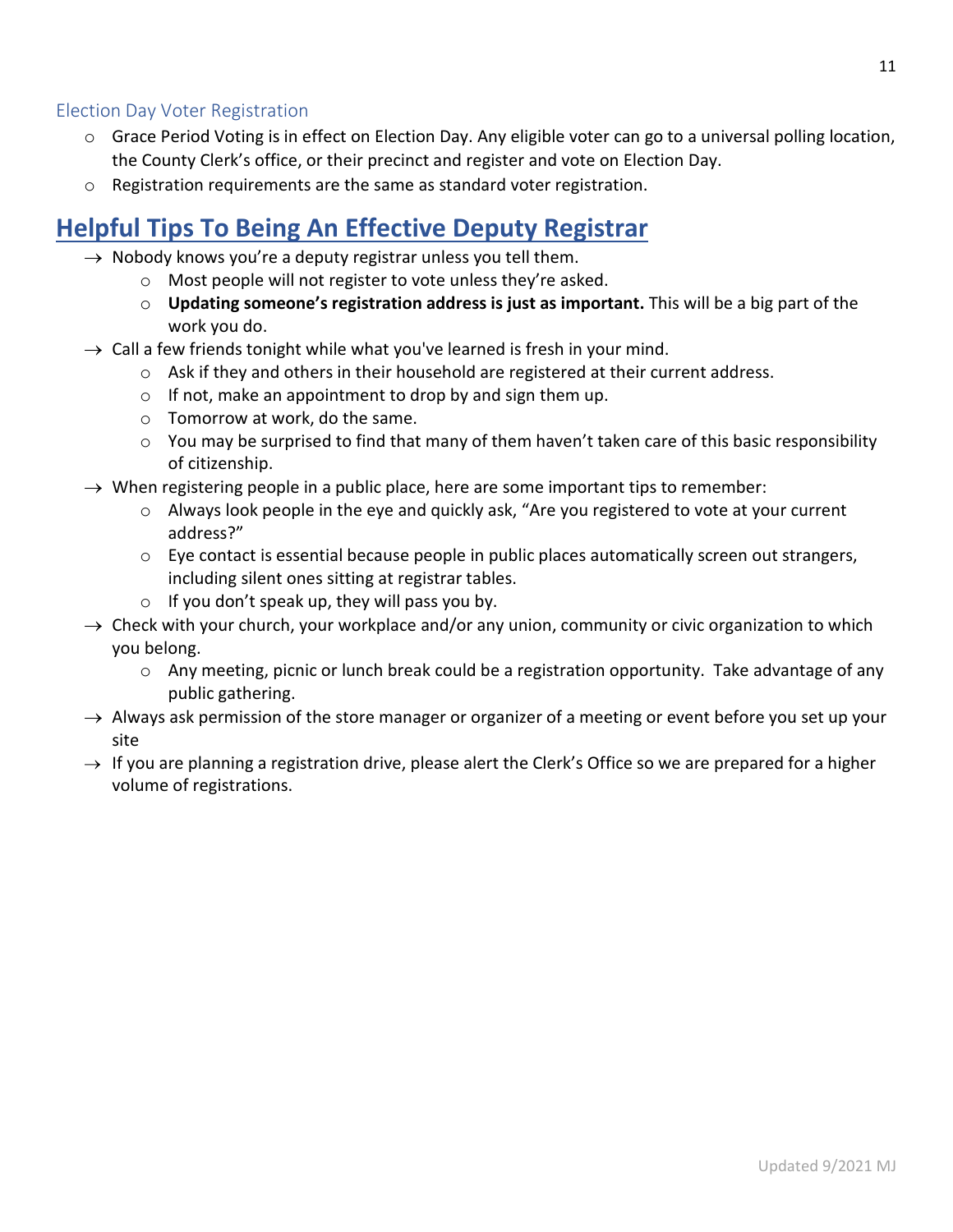### Election Day Voter Registration

- Grace Period Voting is in effect on Election Day. Any eligible voter can go to a universal polling location, the County Clerk's office, or their precinct and register and vote on Election Day.
- Registration requirements are the same as standard voter registration.

## Helpful Tips To Being An Effective Deputy Registrar

- Nobody knows you're a deputy registrar unless you tell them.
  - Most people will not register to vote unless they're asked.
  - **Updating someone's registration address is just as important.** This will be a big part of the work you do.
- Call a few friends tonight while what you've learned is fresh in your mind.
  - Ask if they and others in their household are registered at their current address.
  - If not, make an appointment to drop by and sign them up.
  - Tomorrow at work, do the same.
  - You may be surprised to find that many of them haven't taken care of this basic responsibility of citizenship.
- When registering people in a public place, here are some important tips to remember:
  - Always look people in the eye and quickly ask, "Are you registered to vote at your current address?"
  - Eye contact is essential because people in public places automatically screen out strangers, including silent ones sitting at registrar tables.
  - If you don't speak up, they will pass you by.
- Check with your church, your workplace and/or any union, community or civic organization to which you belong.
  - Any meeting, picnic or lunch break could be a registration opportunity. Take advantage of any public gathering.
- Always ask permission of the store manager or organizer of a meeting or event before you set up your site
- If you are planning a registration drive, please alert the Clerk's Office so we are prepared for a higher volume of registrations.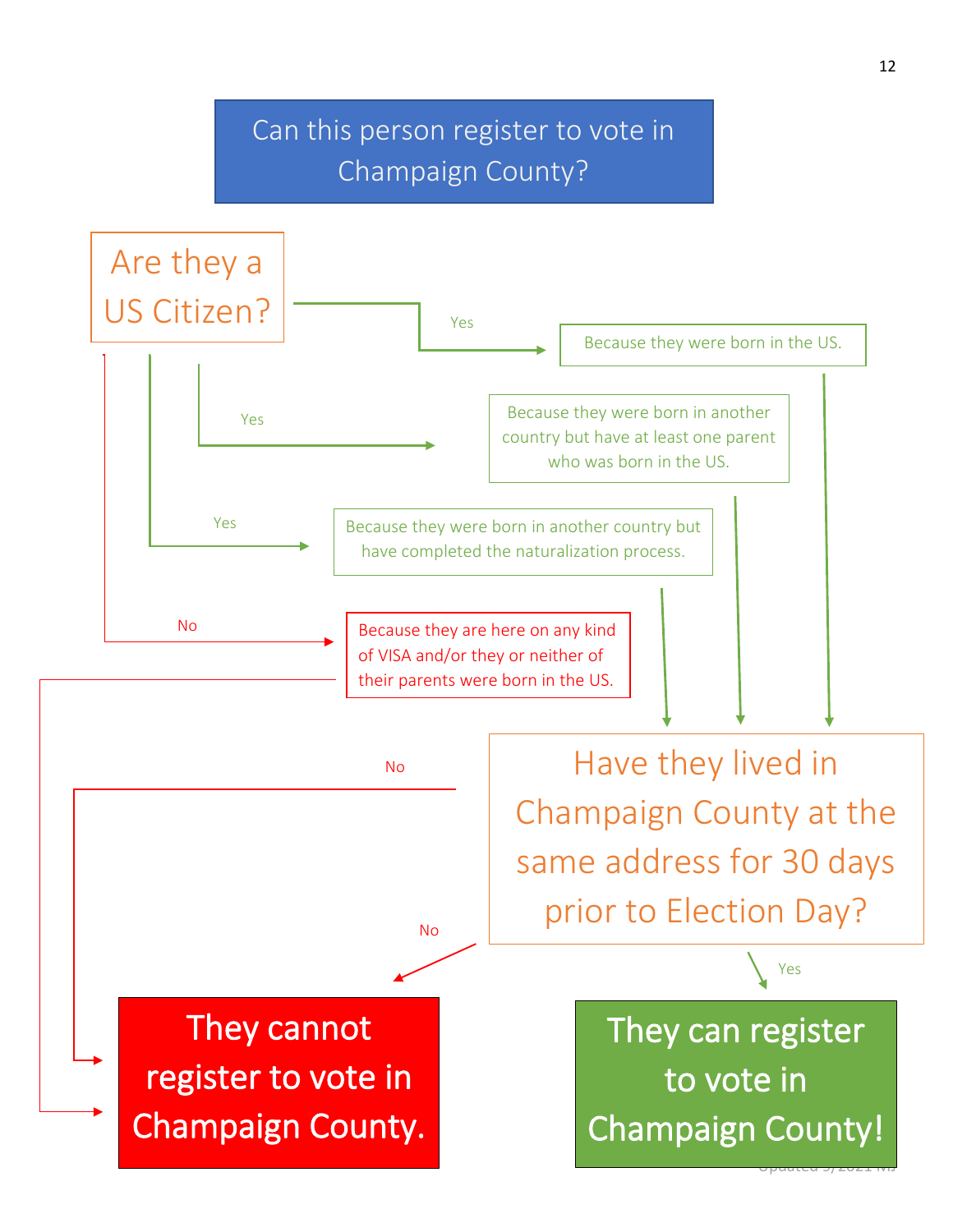# Can this person register to vote in Champaign County?

**Are they a US Citizen?**

- **Yes** → Because they were born in the US.
- **Yes** → Because they were born in another country but have at least one parent who was born in the US.
- **Yes** → Because they were born in another country but have completed the naturalization process.
- **No** → Because they are here on any kind of VISA and/or they or neither of their parents were born in the US. → **They cannot register to vote in Champaign County.**

If **Yes** → **Have they lived in Champaign County at the same address for 30 days prior to Election Day?**

- **Yes** → **They can register to vote in Champaign County!**
- **No** → **They cannot register to vote in Champaign County.**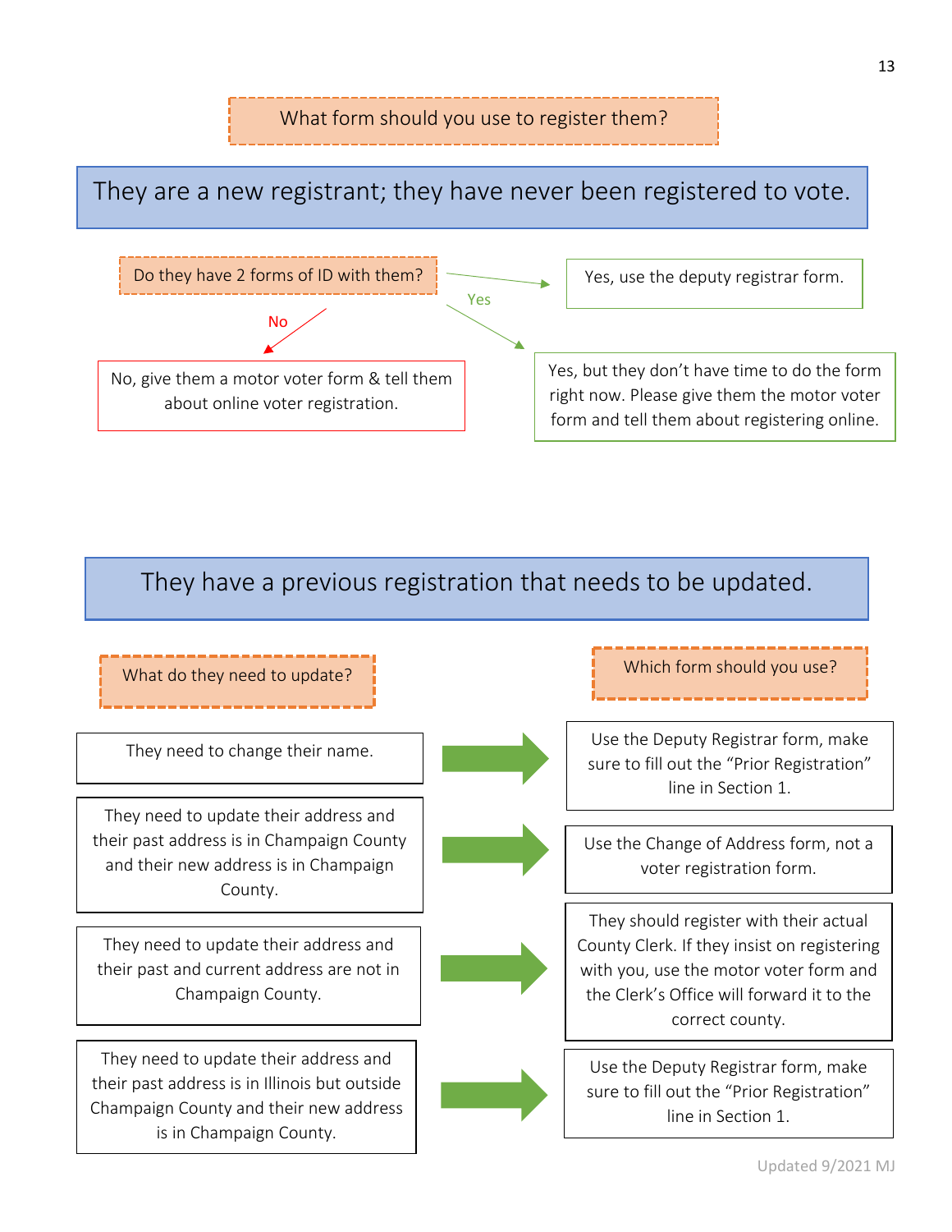## What form should you use to register them?

### They are a new registrant; they have never been registered to vote.

**Do they have 2 forms of ID with them?**

- **Yes:** Yes, use the deputy registrar form.
- **Yes:** Yes, but they don't have time to do the form right now. Please give them the motor voter form and tell them about registering online.
- **No:** No, give them a motor voter form & tell them about online voter registration.

### They have a previous registration that needs to be updated.

| What do they need to update? | Which form should you use? |
| --- | --- |
| They need to change their name. | Use the Deputy Registrar form, make sure to fill out the "Prior Registration" line in Section 1. |
| They need to update their address and their past address is in Champaign County and their new address is in Champaign County. | Use the Change of Address form, not a voter registration form. |
| They need to update their address and their past and current address are not in Champaign County. | They should register with their actual County Clerk. If they insist on registering with you, use the motor voter form and the Clerk's Office will forward it to the correct county. |
| They need to update their address and their past address is in Illinois but outside Champaign County and their new address is in Champaign County. | Use the Deputy Registrar form, make sure to fill out the "Prior Registration" line in Section 1. |

Updated 9/2021 MJ